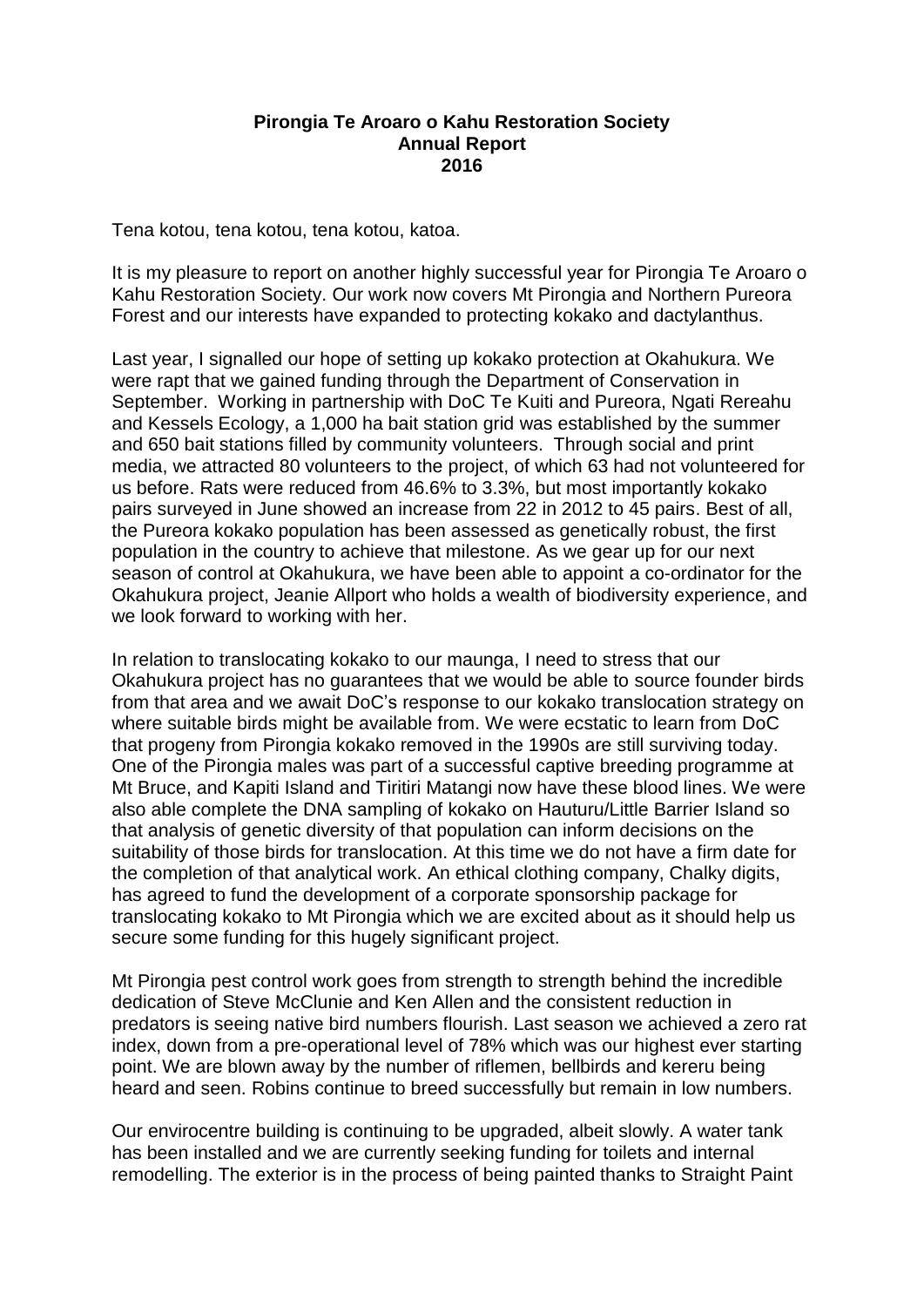**Pirongia Te Aroaro o Kahu Restoration Society**
**Annual Report**
**2016**

Tena kotou, tena kotou, tena kotou, katoa.

It is my pleasure to report on another highly successful year for Pirongia Te Aroaro o Kahu Restoration Society. Our work now covers Mt Pirongia and Northern Pureora Forest and our interests have expanded to protecting kokako and dactylanthus.

Last year, I signalled our hope of setting up kokako protection at Okahukura. We were rapt that we gained funding through the Department of Conservation in September. Working in partnership with DoC Te Kuiti and Pureora, Ngati Rereahu and Kessels Ecology, a 1,000 ha bait station grid was established by the summer and 650 bait stations filled by community volunteers. Through social and print media, we attracted 80 volunteers to the project, of which 63 had not volunteered for us before. Rats were reduced from 46.6% to 3.3%, but most importantly kokako pairs surveyed in June showed an increase from 22 in 2012 to 45 pairs. Best of all, the Pureora kokako population has been assessed as genetically robust, the first population in the country to achieve that milestone. As we gear up for our next season of control at Okahukura, we have been able to appoint a co-ordinator for the Okahukura project, Jeanie Allport who holds a wealth of biodiversity experience, and we look forward to working with her.

In relation to translocating kokako to our maunga, I need to stress that our Okahukura project has no guarantees that we would be able to source founder birds from that area and we await DoC's response to our kokako translocation strategy on where suitable birds might be available from. We were ecstatic to learn from DoC that progeny from Pirongia kokako removed in the 1990s are still surviving today. One of the Pirongia males was part of a successful captive breeding programme at Mt Bruce, and Kapiti Island and Tiritiri Matangi now have these blood lines. We were also able complete the DNA sampling of kokako on Hauturu/Little Barrier Island so that analysis of genetic diversity of that population can inform decisions on the suitability of those birds for translocation. At this time we do not have a firm date for the completion of that analytical work. An ethical clothing company, Chalky digits, has agreed to fund the development of a corporate sponsorship package for translocating kokako to Mt Pirongia which we are excited about as it should help us secure some funding for this hugely significant project.

Mt Pirongia pest control work goes from strength to strength behind the incredible dedication of Steve McClunie and Ken Allen and the consistent reduction in predators is seeing native bird numbers flourish. Last season we achieved a zero rat index, down from a pre-operational level of 78% which was our highest ever starting point. We are blown away by the number of riflemen, bellbirds and kereru being heard and seen. Robins continue to breed successfully but remain in low numbers.

Our envirocentre building is continuing to be upgraded, albeit slowly. A water tank has been installed and we are currently seeking funding for toilets and internal remodelling. The exterior is in the process of being painted thanks to Straight Paint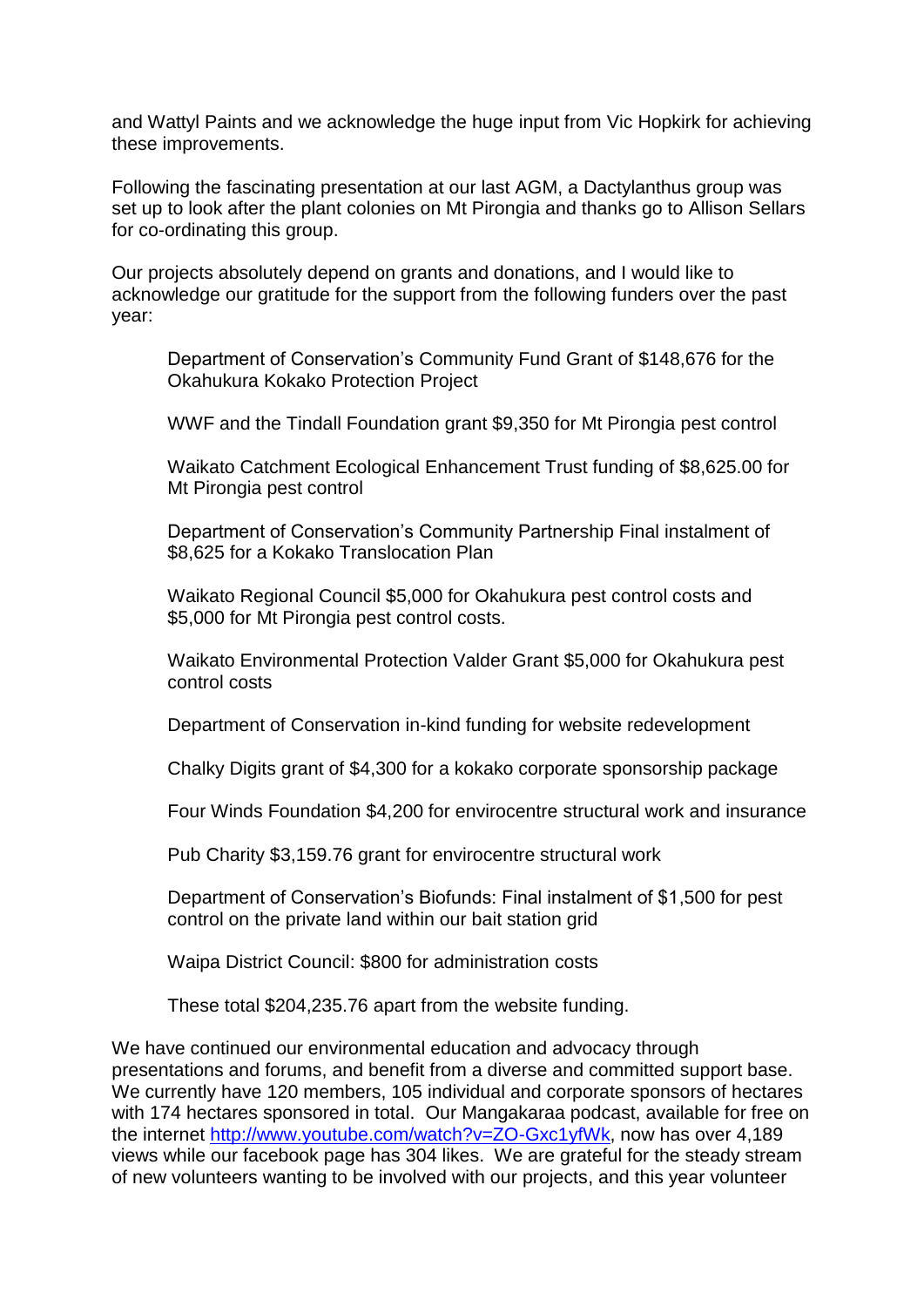and Wattyl Paints and we acknowledge the huge input from Vic Hopkirk for achieving these improvements.

Following the fascinating presentation at our last AGM, a Dactylanthus group was set up to look after the plant colonies on Mt Pirongia and thanks go to Allison Sellars for co-ordinating this group.

Our projects absolutely depend on grants and donations, and I would like to acknowledge our gratitude for the support from the following funders over the past year:

Department of Conservation's Community Fund Grant of $148,676 for the Okahukura Kokako Protection Project

WWF and the Tindall Foundation grant $9,350 for Mt Pirongia pest control

Waikato Catchment Ecological Enhancement Trust funding of $8,625.00 for Mt Pirongia pest control

Department of Conservation's Community Partnership Final instalment of $8,625 for a Kokako Translocation Plan

Waikato Regional Council $5,000 for Okahukura pest control costs and $5,000 for Mt Pirongia pest control costs.

Waikato Environmental Protection Valder Grant $5,000 for Okahukura pest control costs

Department of Conservation in-kind funding for website redevelopment

Chalky Digits grant of $4,300 for a kokako corporate sponsorship package

Four Winds Foundation $4,200 for envirocentre structural work and insurance

Pub Charity $3,159.76 grant for envirocentre structural work

Department of Conservation's Biofunds: Final instalment of $1,500 for pest control on the private land within our bait station grid

Waipa District Council: $800 for administration costs

These total $204,235.76 apart from the website funding.

We have continued our environmental education and advocacy through presentations and forums, and benefit from a diverse and committed support base. We currently have 120 members, 105 individual and corporate sponsors of hectares with 174 hectares sponsored in total. Our Mangakaraa podcast, available for free on the internet http://www.youtube.com/watch?v=ZO-Gxc1yfWk, now has over 4,189 views while our facebook page has 304 likes. We are grateful for the steady stream of new volunteers wanting to be involved with our projects, and this year volunteer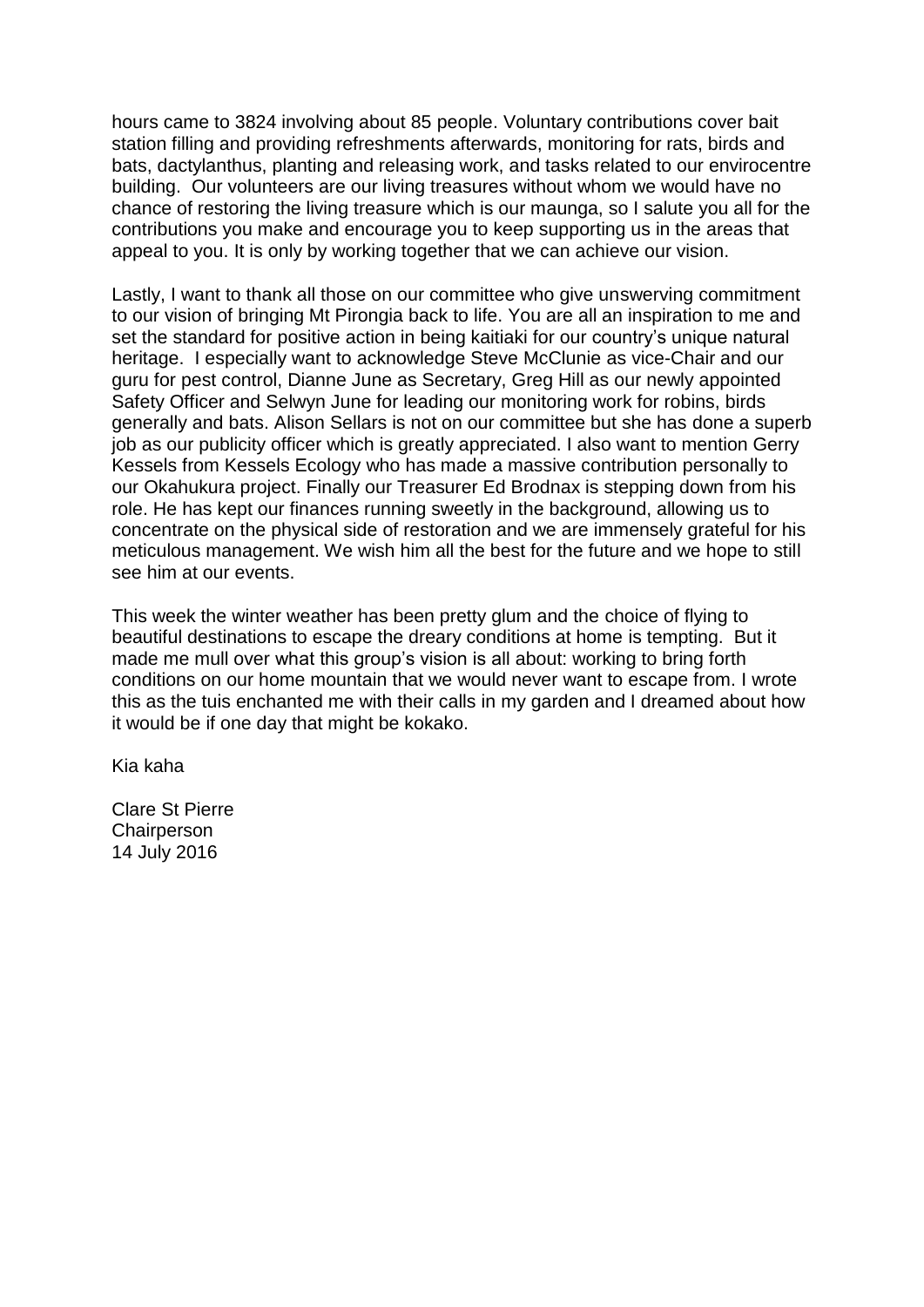hours came to 3824 involving about 85 people. Voluntary contributions cover bait station filling and providing refreshments afterwards, monitoring for rats, birds and bats, dactylanthus, planting and releasing work, and tasks related to our envirocentre building. Our volunteers are our living treasures without whom we would have no chance of restoring the living treasure which is our maunga, so I salute you all for the contributions you make and encourage you to keep supporting us in the areas that appeal to you. It is only by working together that we can achieve our vision.

Lastly, I want to thank all those on our committee who give unswerving commitment to our vision of bringing Mt Pirongia back to life. You are all an inspiration to me and set the standard for positive action in being kaitiaki for our country's unique natural heritage. I especially want to acknowledge Steve McClunie as vice-Chair and our guru for pest control, Dianne June as Secretary, Greg Hill as our newly appointed Safety Officer and Selwyn June for leading our monitoring work for robins, birds generally and bats. Alison Sellars is not on our committee but she has done a superb job as our publicity officer which is greatly appreciated. I also want to mention Gerry Kessels from Kessels Ecology who has made a massive contribution personally to our Okahukura project. Finally our Treasurer Ed Brodnax is stepping down from his role. He has kept our finances running sweetly in the background, allowing us to concentrate on the physical side of restoration and we are immensely grateful for his meticulous management. We wish him all the best for the future and we hope to still see him at our events.

This week the winter weather has been pretty glum and the choice of flying to beautiful destinations to escape the dreary conditions at home is tempting. But it made me mull over what this group's vision is all about: working to bring forth conditions on our home mountain that we would never want to escape from. I wrote this as the tuis enchanted me with their calls in my garden and I dreamed about how it would be if one day that might be kokako.

Kia kaha

Clare St Pierre
Chairperson
14 July 2016